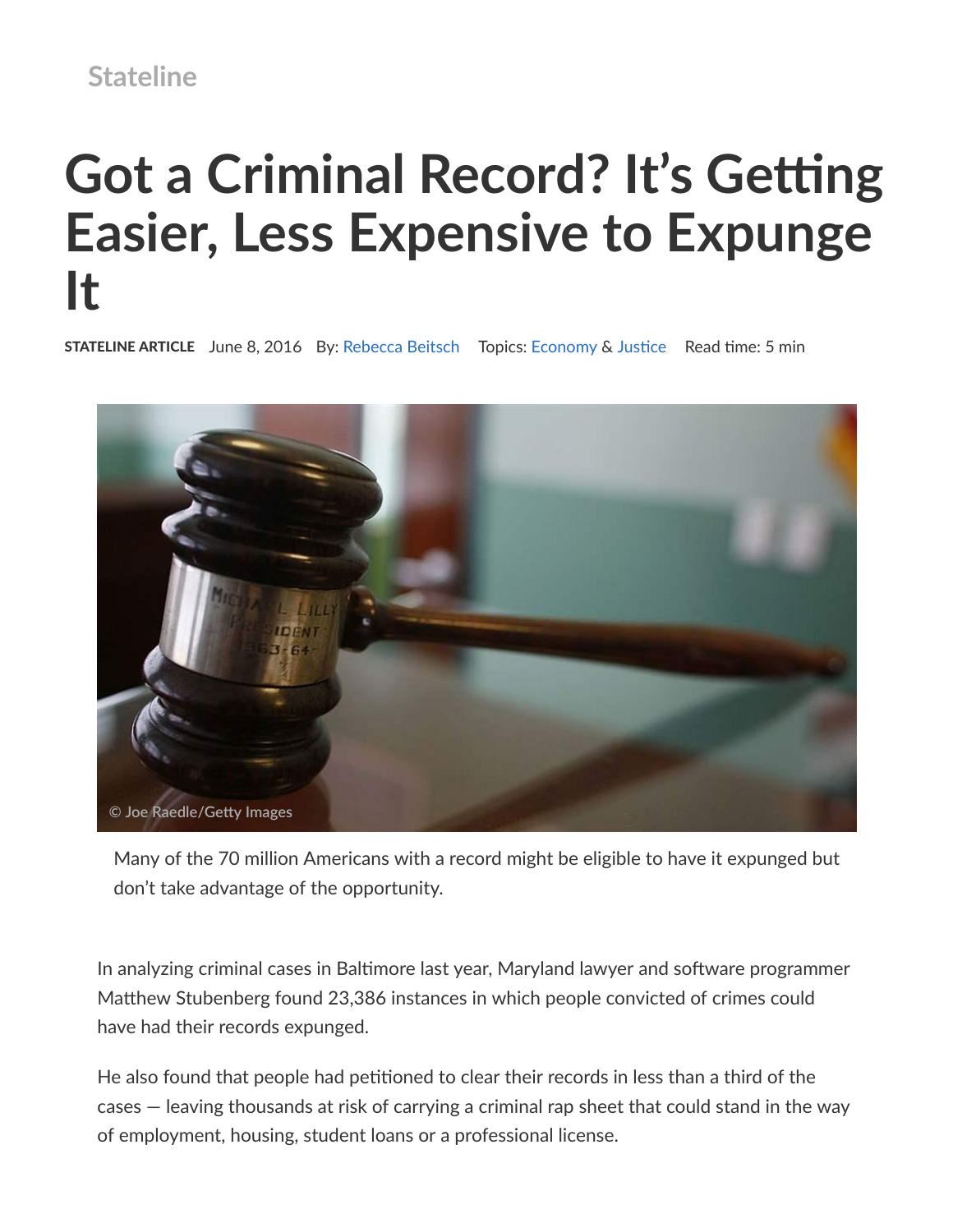Stateline

# Got a Criminal Record? It's Getting Easier, Less Expensive to Expunge It

**STATELINE ARTICLE** June 8, 2016 By: Rebecca Beitsch Topics: Economy & Justice Read time: 5 min

© Joe Raedle/Getty Images

Many of the 70 million Americans with a record might be eligible to have it expunged but don't take advantage of the opportunity.

In analyzing criminal cases in Baltimore last year, Maryland lawyer and software programmer Matthew Stubenberg found 23,386 instances in which people convicted of crimes could have had their records expunged.

He also found that people had petitioned to clear their records in less than a third of the cases — leaving thousands at risk of carrying a criminal rap sheet that could stand in the way of employment, housing, student loans or a professional license.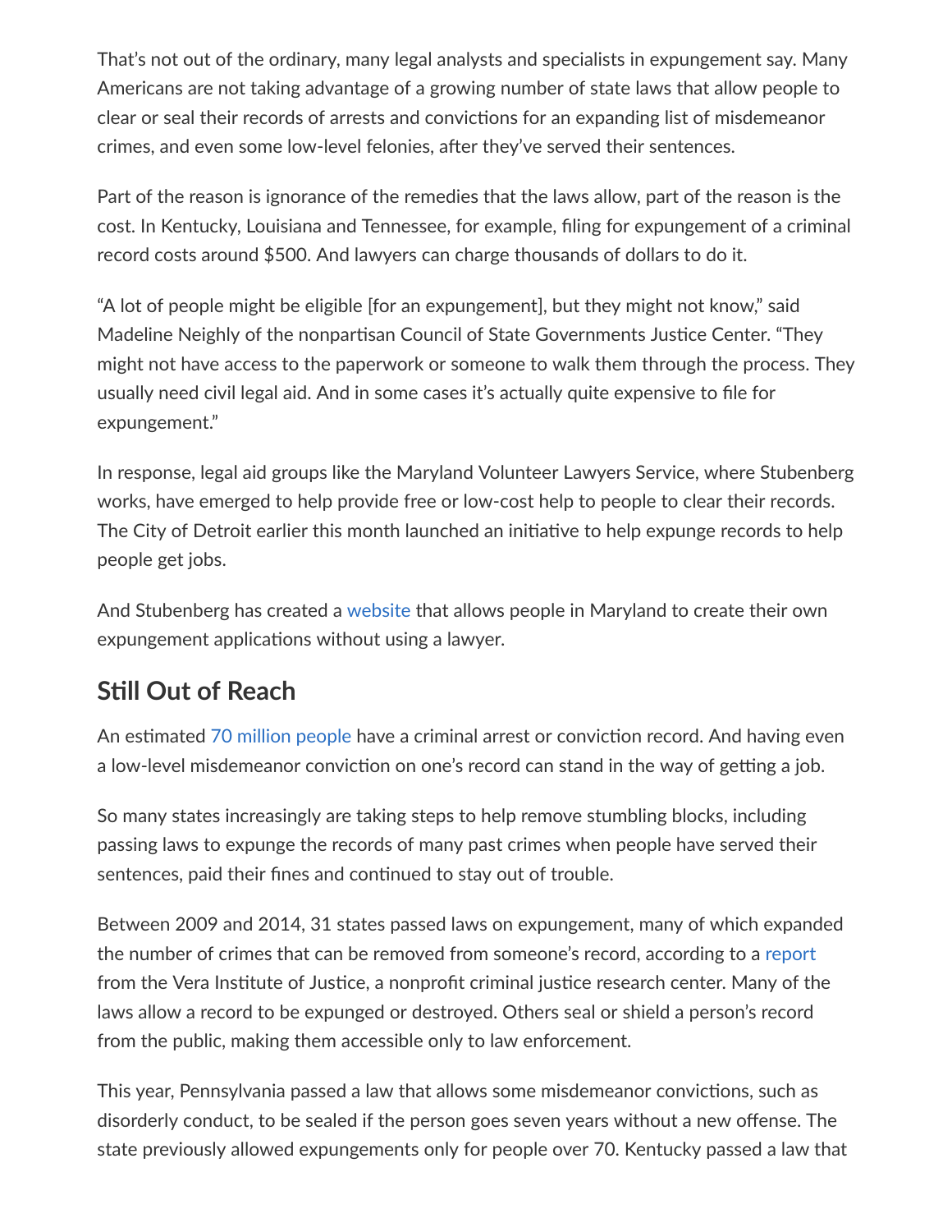That's not out of the ordinary, many legal analysts and specialists in expungement say. Many Americans are not taking advantage of a growing number of state laws that allow people to clear or seal their records of arrests and convictions for an expanding list of misdemeanor crimes, and even some low-level felonies, after they've served their sentences.

Part of the reason is ignorance of the remedies that the laws allow, part of the reason is the cost. In Kentucky, Louisiana and Tennessee, for example, filing for expungement of a criminal record costs around $500. And lawyers can charge thousands of dollars to do it.

"A lot of people might be eligible [for an expungement], but they might not know," said Madeline Neighly of the nonpartisan Council of State Governments Justice Center. "They might not have access to the paperwork or someone to walk them through the process. They usually need civil legal aid. And in some cases it's actually quite expensive to file for expungement."

In response, legal aid groups like the Maryland Volunteer Lawyers Service, where Stubenberg works, have emerged to help provide free or low-cost help to people to clear their records. The City of Detroit earlier this month launched an initiative to help expunge records to help people get jobs.

And Stubenberg has created a website that allows people in Maryland to create their own expungement applications without using a lawyer.

## Still Out of Reach

An estimated 70 million people have a criminal arrest or conviction record. And having even a low-level misdemeanor conviction on one's record can stand in the way of getting a job.

So many states increasingly are taking steps to help remove stumbling blocks, including passing laws to expunge the records of many past crimes when people have served their sentences, paid their fines and continued to stay out of trouble.

Between 2009 and 2014, 31 states passed laws on expungement, many of which expanded the number of crimes that can be removed from someone's record, according to a report from the Vera Institute of Justice, a nonprofit criminal justice research center. Many of the laws allow a record to be expunged or destroyed. Others seal or shield a person's record from the public, making them accessible only to law enforcement.

This year, Pennsylvania passed a law that allows some misdemeanor convictions, such as disorderly conduct, to be sealed if the person goes seven years without a new offense. The state previously allowed expungements only for people over 70. Kentucky passed a law that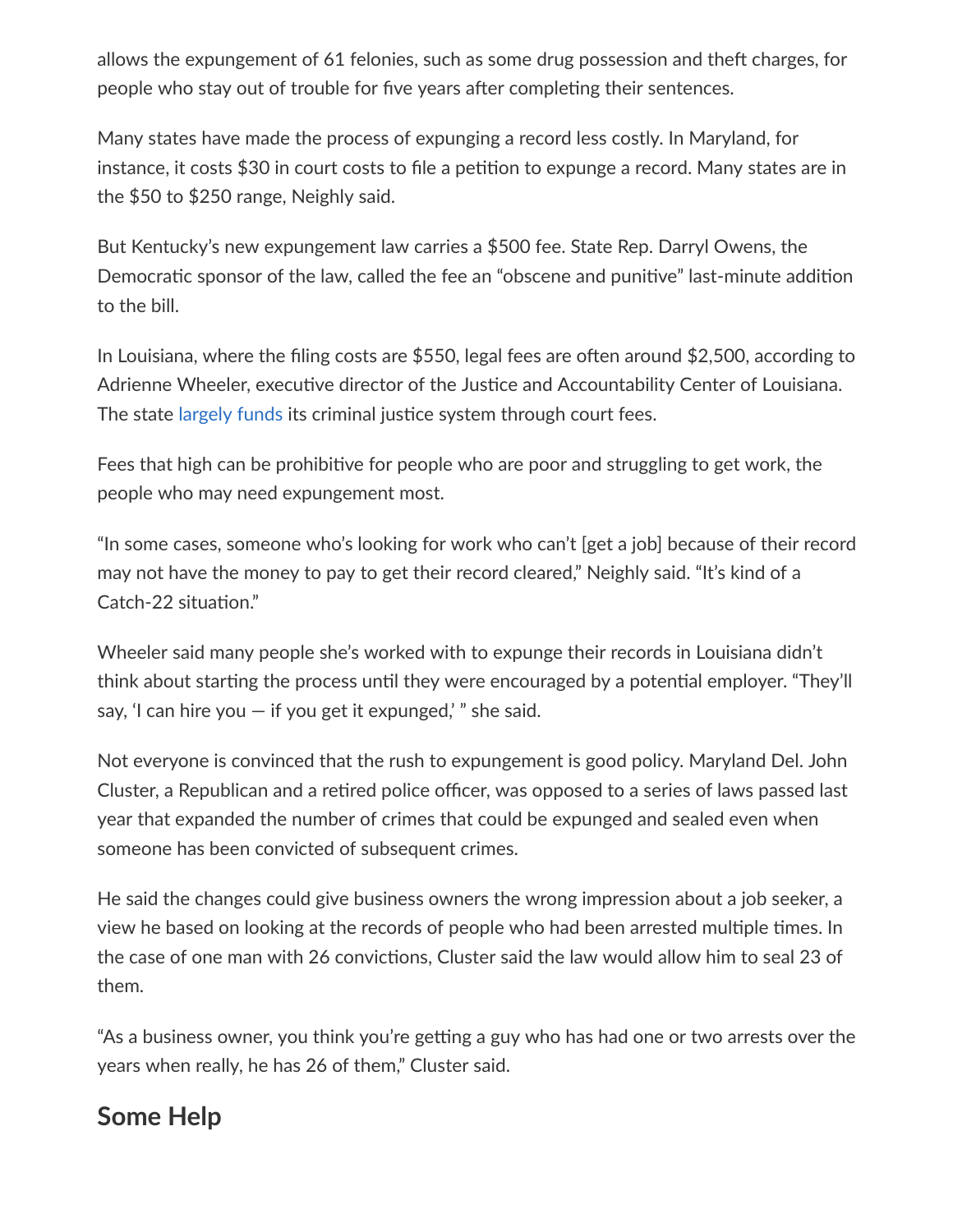allows the expungement of 61 felonies, such as some drug possession and theft charges, for people who stay out of trouble for five years after completing their sentences.

Many states have made the process of expunging a record less costly. In Maryland, for instance, it costs $30 in court costs to file a petition to expunge a record. Many states are in the $50 to $250 range, Neighly said.

But Kentucky's new expungement law carries a $500 fee. State Rep. Darryl Owens, the Democratic sponsor of the law, called the fee an "obscene and punitive" last-minute addition to the bill.

In Louisiana, where the filing costs are $550, legal fees are often around $2,500, according to Adrienne Wheeler, executive director of the Justice and Accountability Center of Louisiana. The state largely funds its criminal justice system through court fees.

Fees that high can be prohibitive for people who are poor and struggling to get work, the people who may need expungement most.

"In some cases, someone who's looking for work who can't [get a job] because of their record may not have the money to pay to get their record cleared," Neighly said. "It's kind of a Catch-22 situation."

Wheeler said many people she's worked with to expunge their records in Louisiana didn't think about starting the process until they were encouraged by a potential employer. "They'll say, 'I can hire you — if you get it expunged,' " she said.

Not everyone is convinced that the rush to expungement is good policy. Maryland Del. John Cluster, a Republican and a retired police officer, was opposed to a series of laws passed last year that expanded the number of crimes that could be expunged and sealed even when someone has been convicted of subsequent crimes.

He said the changes could give business owners the wrong impression about a job seeker, a view he based on looking at the records of people who had been arrested multiple times. In the case of one man with 26 convictions, Cluster said the law would allow him to seal 23 of them.

"As a business owner, you think you're getting a guy who has had one or two arrests over the years when really, he has 26 of them," Cluster said.

## Some Help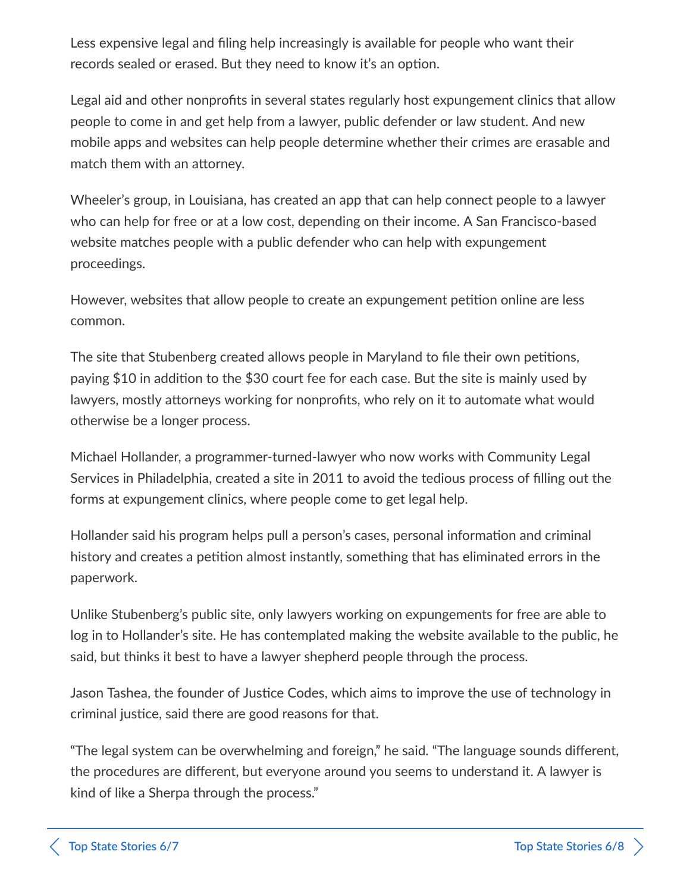Less expensive legal and filing help increasingly is available for people who want their records sealed or erased. But they need to know it's an option.

Legal aid and other nonprofits in several states regularly host expungement clinics that allow people to come in and get help from a lawyer, public defender or law student. And new mobile apps and websites can help people determine whether their crimes are erasable and match them with an attorney.

Wheeler's group, in Louisiana, has created an app that can help connect people to a lawyer who can help for free or at a low cost, depending on their income. A San Francisco-based website matches people with a public defender who can help with expungement proceedings.

However, websites that allow people to create an expungement petition online are less common.

The site that Stubenberg created allows people in Maryland to file their own petitions, paying $10 in addition to the $30 court fee for each case. But the site is mainly used by lawyers, mostly attorneys working for nonprofits, who rely on it to automate what would otherwise be a longer process.

Michael Hollander, a programmer-turned-lawyer who now works with Community Legal Services in Philadelphia, created a site in 2011 to avoid the tedious process of filling out the forms at expungement clinics, where people come to get legal help.

Hollander said his program helps pull a person's cases, personal information and criminal history and creates a petition almost instantly, something that has eliminated errors in the paperwork.

Unlike Stubenberg's public site, only lawyers working on expungements for free are able to log in to Hollander's site. He has contemplated making the website available to the public, he said, but thinks it best to have a lawyer shepherd people through the process.

Jason Tashea, the founder of Justice Codes, which aims to improve the use of technology in criminal justice, said there are good reasons for that.

"The legal system can be overwhelming and foreign," he said. "The language sounds different, the procedures are different, but everyone around you seems to understand it. A lawyer is kind of like a Sherpa through the process."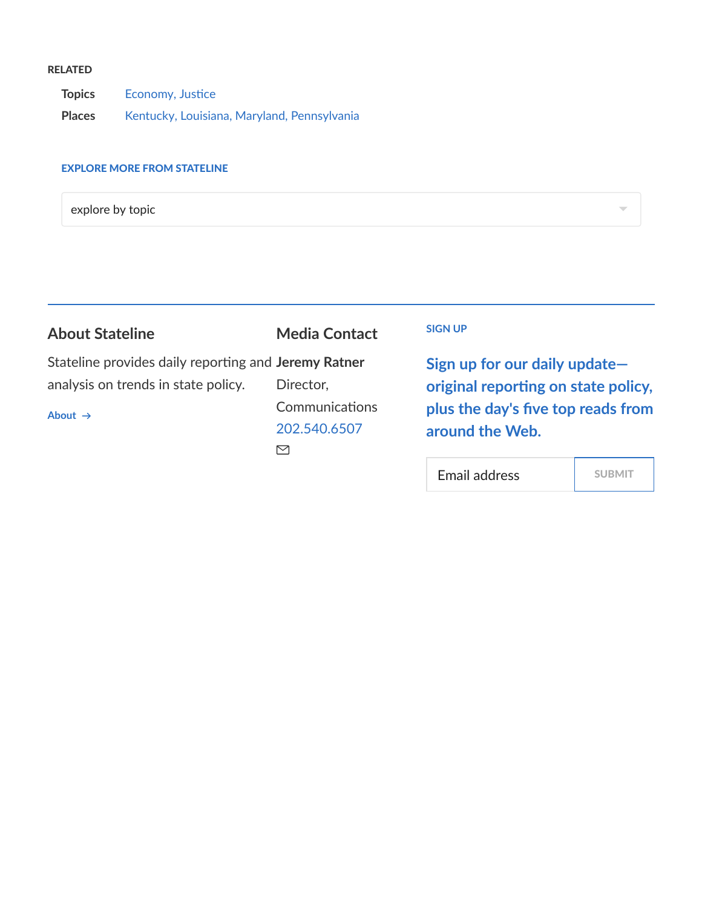RELATED

**Topics** Economy, Justice

**Places** Kentucky, Louisiana, Maryland, Pennsylvania

EXPLORE MORE FROM STATELINE

explore by topic

## About Stateline

Stateline provides daily reporting and analysis on trends in state policy.

About →

## Media Contact

**Jeremy Ratner**

Director, Communications

202.540.6507

SIGN UP

**Sign up for our daily update—original reporting on state policy, plus the day's five top reads from around the Web.**

Email address

SUBMIT